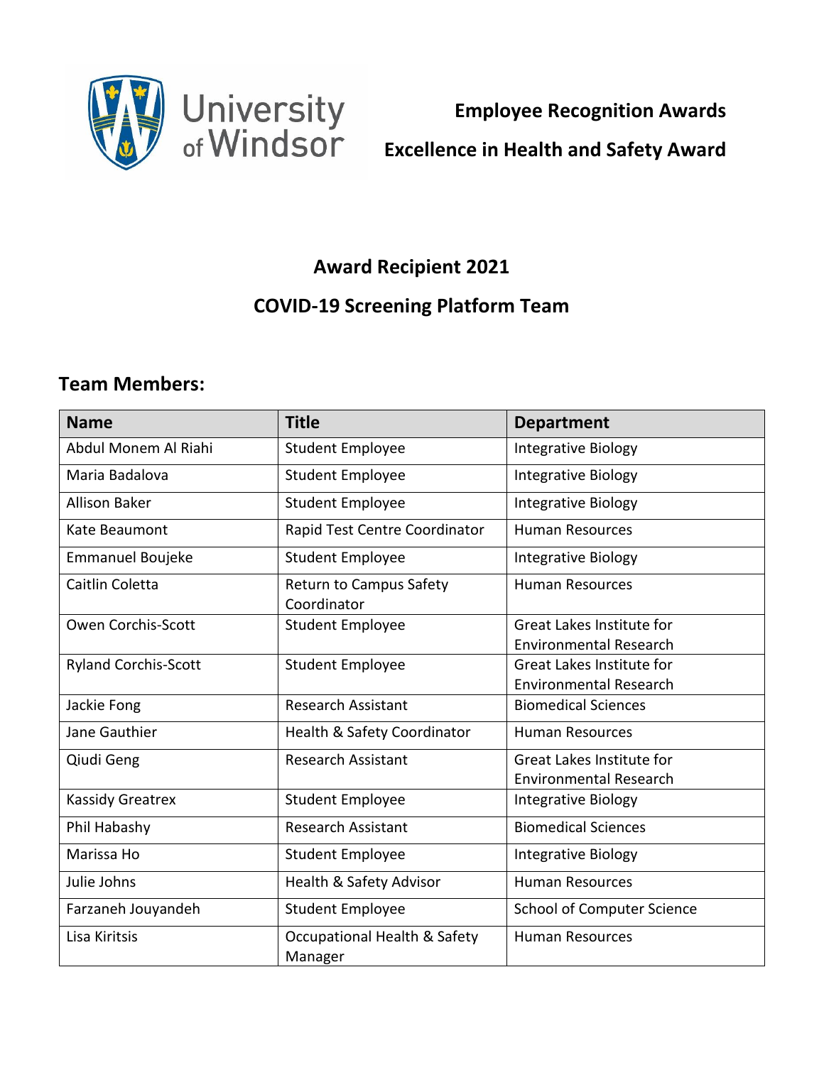University of Windsor

# Employee Recognition Awards

# Excellence in Health and Safety Award

## Award Recipient 2021

## COVID-19 Screening Platform Team

### Team Members:

| Name | Title | Department |
|---|---|---|
| Abdul Monem Al Riahi | Student Employee | Integrative Biology |
| Maria Badalova | Student Employee | Integrative Biology |
| Allison Baker | Student Employee | Integrative Biology |
| Kate Beaumont | Rapid Test Centre Coordinator | Human Resources |
| Emmanuel Boujeke | Student Employee | Integrative Biology |
| Caitlin Coletta | Return to Campus Safety Coordinator | Human Resources |
| Owen Corchis-Scott | Student Employee | Great Lakes Institute for Environmental Research |
| Ryland Corchis-Scott | Student Employee | Great Lakes Institute for Environmental Research |
| Jackie Fong | Research Assistant | Biomedical Sciences |
| Jane Gauthier | Health & Safety Coordinator | Human Resources |
| Qiudi Geng | Research Assistant | Great Lakes Institute for Environmental Research |
| Kassidy Greatrex | Student Employee | Integrative Biology |
| Phil Habashy | Research Assistant | Biomedical Sciences |
| Marissa Ho | Student Employee | Integrative Biology |
| Julie Johns | Health & Safety Advisor | Human Resources |
| Farzaneh Jouyandeh | Student Employee | School of Computer Science |
| Lisa Kiritsis | Occupational Health & Safety Manager | Human Resources |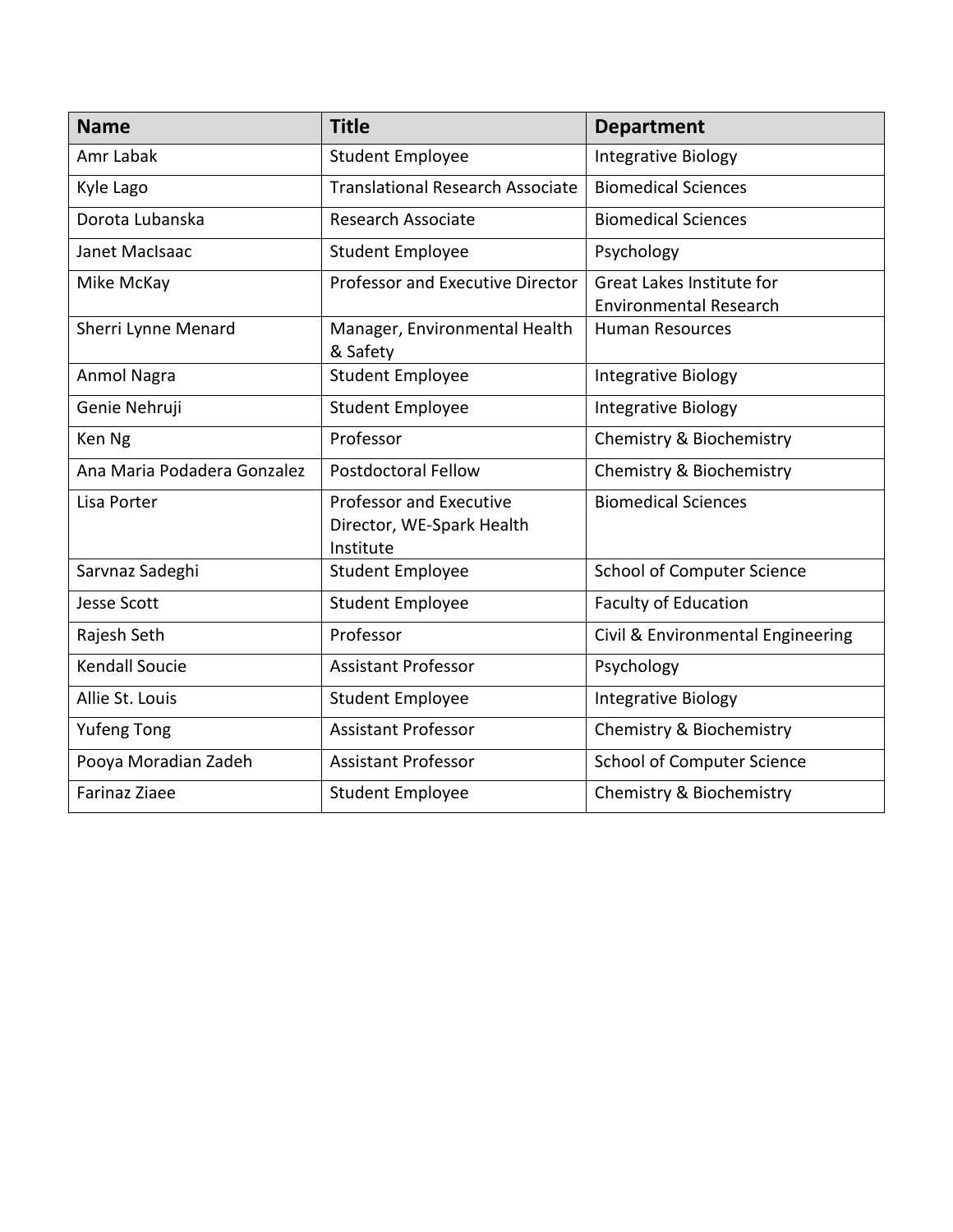| Name | Title | Department |
|---|---|---|
| Amr Labak | Student Employee | Integrative Biology |
| Kyle Lago | Translational Research Associate | Biomedical Sciences |
| Dorota Lubanska | Research Associate | Biomedical Sciences |
| Janet MacIsaac | Student Employee | Psychology |
| Mike McKay | Professor and Executive Director | Great Lakes Institute for Environmental Research |
| Sherri Lynne Menard | Manager, Environmental Health & Safety | Human Resources |
| Anmol Nagra | Student Employee | Integrative Biology |
| Genie Nehruji | Student Employee | Integrative Biology |
| Ken Ng | Professor | Chemistry & Biochemistry |
| Ana Maria Podadera Gonzalez | Postdoctoral Fellow | Chemistry & Biochemistry |
| Lisa Porter | Professor and Executive Director, WE-Spark Health Institute | Biomedical Sciences |
| Sarvnaz Sadeghi | Student Employee | School of Computer Science |
| Jesse Scott | Student Employee | Faculty of Education |
| Rajesh Seth | Professor | Civil & Environmental Engineering |
| Kendall Soucie | Assistant Professor | Psychology |
| Allie St. Louis | Student Employee | Integrative Biology |
| Yufeng Tong | Assistant Professor | Chemistry & Biochemistry |
| Pooya Moradian Zadeh | Assistant Professor | School of Computer Science |
| Farinaz Ziaee | Student Employee | Chemistry & Biochemistry |